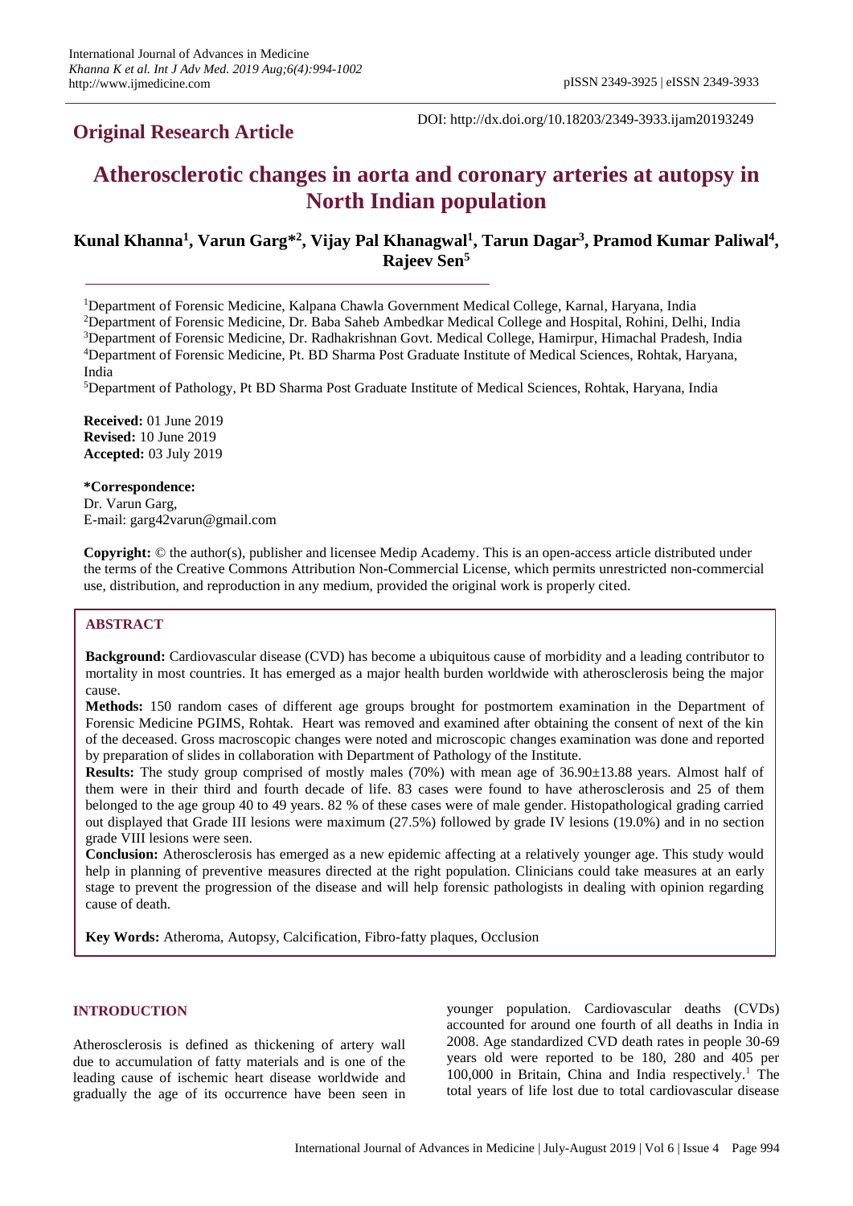## Original Research Article

DOI: http://dx.doi.org/10.18203/2349-3933.ijam20193249

# Atherosclerotic changes in aorta and coronary arteries at autopsy in North Indian population

**Kunal Khanna[1], Varun Garg*[2], Vijay Pal Khanagwal[1], Tarun Dagar[3], Pramod Kumar Paliwal[4], Rajeev Sen[5]**

[1]Department of Forensic Medicine, Kalpana Chawla Government Medical College, Karnal, Haryana, India
[2]Department of Forensic Medicine, Dr. Baba Saheb Ambedkar Medical College and Hospital, Rohini, Delhi, India
[3]Department of Forensic Medicine, Dr. Radhakrishnan Govt. Medical College, Hamirpur, Himachal Pradesh, India
[4]Department of Forensic Medicine, Pt. BD Sharma Post Graduate Institute of Medical Sciences, Rohtak, Haryana, India
[5]Department of Pathology, Pt BD Sharma Post Graduate Institute of Medical Sciences, Rohtak, Haryana, India

**Received:** 01 June 2019
**Revised:** 10 June 2019
**Accepted:** 03 July 2019

***Correspondence:**
Dr. Varun Garg,
E-mail: garg42varun@gmail.com

**Copyright:** © the author(s), publisher and licensee Medip Academy. This is an open-access article distributed under the terms of the Creative Commons Attribution Non-Commercial License, which permits unrestricted non-commercial use, distribution, and reproduction in any medium, provided the original work is properly cited.

## ABSTRACT

**Background:** Cardiovascular disease (CVD) has become a ubiquitous cause of morbidity and a leading contributor to mortality in most countries. It has emerged as a major health burden worldwide with atherosclerosis being the major cause.

**Methods:** 150 random cases of different age groups brought for postmortem examination in the Department of Forensic Medicine PGIMS, Rohtak. Heart was removed and examined after obtaining the consent of next of the kin of the deceased. Gross macroscopic changes were noted and microscopic changes examination was done and reported by preparation of slides in collaboration with Department of Pathology of the Institute.

**Results:** The study group comprised of mostly males (70%) with mean age of 36.90±13.88 years. Almost half of them were in their third and fourth decade of life. 83 cases were found to have atherosclerosis and 25 of them belonged to the age group 40 to 49 years. 82 % of these cases were of male gender. Histopathological grading carried out displayed that Grade III lesions were maximum (27.5%) followed by grade IV lesions (19.0%) and in no section grade VIII lesions were seen.

**Conclusion:** Atherosclerosis has emerged as a new epidemic affecting at a relatively younger age. This study would help in planning of preventive measures directed at the right population. Clinicians could take measures at an early stage to prevent the progression of the disease and will help forensic pathologists in dealing with opinion regarding cause of death.

**Key Words:** Atheroma, Autopsy, Calcification, Fibro-fatty plaques, Occlusion

## INTRODUCTION

Atherosclerosis is defined as thickening of artery wall due to accumulation of fatty materials and is one of the leading cause of ischemic heart disease worldwide and gradually the age of its occurrence have been seen in younger population. Cardiovascular deaths (CVDs) accounted for around one fourth of all deaths in India in 2008. Age standardized CVD death rates in people 30-69 years old were reported to be 180, 280 and 405 per 100,000 in Britain, China and India respectively.[1] The total years of life lost due to total cardiovascular disease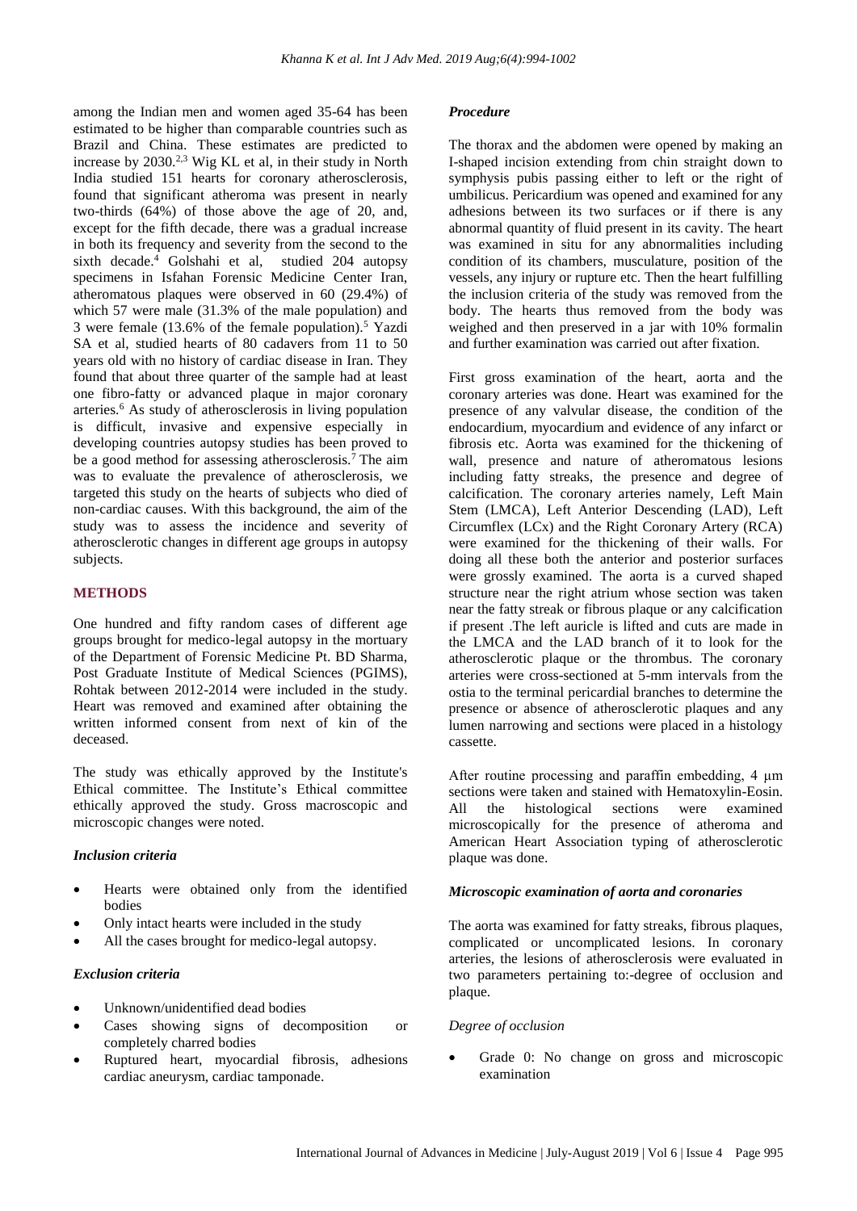among the Indian men and women aged 35-64 has been estimated to be higher than comparable countries such as Brazil and China. These estimates are predicted to increase by 2030.[2,3] Wig KL et al, in their study in North India studied 151 hearts for coronary atherosclerosis, found that significant atheroma was present in nearly two-thirds (64%) of those above the age of 20, and, except for the fifth decade, there was a gradual increase in both its frequency and severity from the second to the sixth decade.[4] Golshahi et al, studied 204 autopsy specimens in Isfahan Forensic Medicine Center Iran, atheromatous plaques were observed in 60 (29.4%) of which 57 were male (31.3% of the male population) and 3 were female (13.6% of the female population).[5] Yazdi SA et al, studied hearts of 80 cadavers from 11 to 50 years old with no history of cardiac disease in Iran. They found that about three quarter of the sample had at least one fibro-fatty or advanced plaque in major coronary arteries.[6] As study of atherosclerosis in living population is difficult, invasive and expensive especially in developing countries autopsy studies has been proved to be a good method for assessing atherosclerosis.[7] The aim was to evaluate the prevalence of atherosclerosis, we targeted this study on the hearts of subjects who died of non-cardiac causes. With this background, the aim of the study was to assess the incidence and severity of atherosclerotic changes in different age groups in autopsy subjects.

## METHODS

One hundred and fifty random cases of different age groups brought for medico-legal autopsy in the mortuary of the Department of Forensic Medicine Pt. BD Sharma, Post Graduate Institute of Medical Sciences (PGIMS), Rohtak between 2012-2014 were included in the study. Heart was removed and examined after obtaining the written informed consent from next of kin of the deceased.

The study was ethically approved by the Institute's Ethical committee. The Institute's Ethical committee ethically approved the study. Gross macroscopic and microscopic changes were noted.

### *Inclusion criteria*

- Hearts were obtained only from the identified bodies
- Only intact hearts were included in the study
- All the cases brought for medico-legal autopsy.

### *Exclusion criteria*

- Unknown/unidentified dead bodies
- Cases showing signs of decomposition or completely charred bodies
- Ruptured heart, myocardial fibrosis, adhesions cardiac aneurysm, cardiac tamponade.

### *Procedure*

The thorax and the abdomen were opened by making an I-shaped incision extending from chin straight down to symphysis pubis passing either to left or the right of umbilicus. Pericardium was opened and examined for any adhesions between its two surfaces or if there is any abnormal quantity of fluid present in its cavity. The heart was examined in situ for any abnormalities including condition of its chambers, musculature, position of the vessels, any injury or rupture etc. Then the heart fulfilling the inclusion criteria of the study was removed from the body. The hearts thus removed from the body was weighed and then preserved in a jar with 10% formalin and further examination was carried out after fixation.

First gross examination of the heart, aorta and the coronary arteries was done. Heart was examined for the presence of any valvular disease, the condition of the endocardium, myocardium and evidence of any infarct or fibrosis etc. Aorta was examined for the thickening of wall, presence and nature of atheromatous lesions including fatty streaks, the presence and degree of calcification. The coronary arteries namely, Left Main Stem (LMCA), Left Anterior Descending (LAD), Left Circumflex (LCx) and the Right Coronary Artery (RCA) were examined for the thickening of their walls. For doing all these both the anterior and posterior surfaces were grossly examined. The aorta is a curved shaped structure near the right atrium whose section was taken near the fatty streak or fibrous plaque or any calcification if present .The left auricle is lifted and cuts are made in the LMCA and the LAD branch of it to look for the atherosclerotic plaque or the thrombus. The coronary arteries were cross-sectioned at 5-mm intervals from the ostia to the terminal pericardial branches to determine the presence or absence of atherosclerotic plaques and any lumen narrowing and sections were placed in a histology cassette.

After routine processing and paraffin embedding, 4 μm sections were taken and stained with Hematoxylin-Eosin. All the histological sections were examined microscopically for the presence of atheroma and American Heart Association typing of atherosclerotic plaque was done.

### *Microscopic examination of aorta and coronaries*

The aorta was examined for fatty streaks, fibrous plaques, complicated or uncomplicated lesions. In coronary arteries, the lesions of atherosclerosis were evaluated in two parameters pertaining to:-degree of occlusion and plaque.

#### *Degree of occlusion*

- Grade 0: No change on gross and microscopic examination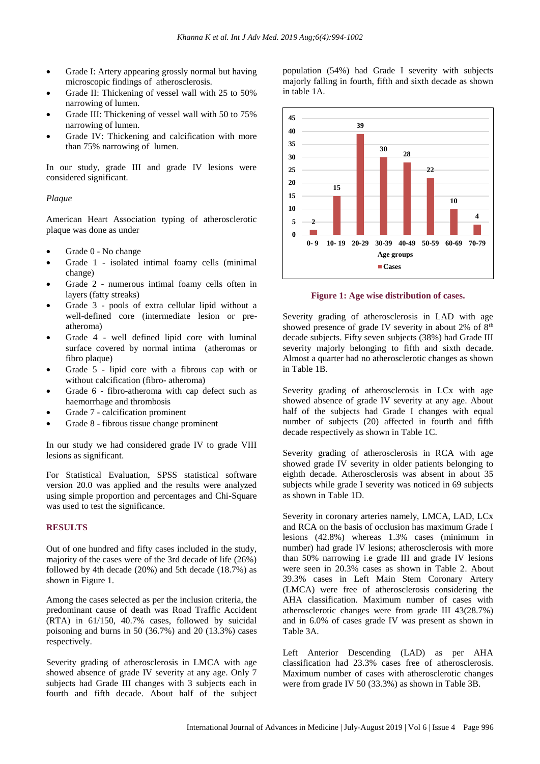- Grade I: Artery appearing grossly normal but having microscopic findings of atherosclerosis.
- Grade II: Thickening of vessel wall with 25 to 50% narrowing of lumen.
- Grade III: Thickening of vessel wall with 50 to 75% narrowing of lumen.
- Grade IV: Thickening and calcification with more than 75% narrowing of lumen.

In our study, grade III and grade IV lesions were considered significant.

*Plaque*

American Heart Association typing of atherosclerotic plaque was done as under

- Grade 0 - No change
- Grade 1 - isolated intimal foamy cells (minimal change)
- Grade 2 - numerous intimal foamy cells often in layers (fatty streaks)
- Grade 3 - pools of extra cellular lipid without a well-defined core (intermediate lesion or pre-atheroma)
- Grade 4 - well defined lipid core with luminal surface covered by normal intima (atheromas or fibro plaque)
- Grade 5 - lipid core with a fibrous cap with or without calcification (fibro- atheroma)
- Grade 6 - fibro-atheroma with cap defect such as haemorrhage and thrombosis
- Grade 7 - calcification prominent
- Grade 8 - fibrous tissue change prominent

In our study we had considered grade IV to grade VIII lesions as significant.

For Statistical Evaluation, SPSS statistical software version 20.0 was applied and the results were analyzed using simple proportion and percentages and Chi-Square was used to test the significance.

## RESULTS

Out of one hundred and fifty cases included in the study, majority of the cases were of the 3rd decade of life (26%) followed by 4th decade (20%) and 5th decade (18.7%) as shown in Figure 1.

Among the cases selected as per the inclusion criteria, the predominant cause of death was Road Traffic Accident (RTA) in 61/150, 40.7% cases, followed by suicidal poisoning and burns in 50 (36.7%) and 20 (13.3%) cases respectively.

Severity grading of atherosclerosis in LMCA with age showed absence of grade IV severity at any age. Only 7 subjects had Grade III changes with 3 subjects each in fourth and fifth decade. About half of the subject population (54%) had Grade I severity with subjects majorly falling in fourth, fifth and sixth decade as shown in table 1A.

| Age groups | 0- 9 | 10- 19 | 20-29 | 30-39 | 40-49 | 50-59 | 60-69 | 70-79 |
|---|---|---|---|---|---|---|---|---|
| Cases | 2 | 15 | 39 | 30 | 28 | 22 | 10 | 4 |

**Figure 1: Age wise distribution of cases.**

Severity grading of atherosclerosis in LAD with age showed presence of grade IV severity in about 2% of 8th decade subjects. Fifty seven subjects (38%) had Grade III severity majorly belonging to fifth and sixth decade. Almost a quarter had no atherosclerotic changes as shown in Table 1B.

Severity grading of atherosclerosis in LCx with age showed absence of grade IV severity at any age. About half of the subjects had Grade I changes with equal number of subjects (20) affected in fourth and fifth decade respectively as shown in Table 1C.

Severity grading of atherosclerosis in RCA with age showed grade IV severity in older patients belonging to eighth decade. Atherosclerosis was absent in about 35 subjects while grade I severity was noticed in 69 subjects as shown in Table 1D.

Severity in coronary arteries namely, LMCA, LAD, LCx and RCA on the basis of occlusion has maximum Grade I lesions (42.8%) whereas 1.3% cases (minimum in number) had grade IV lesions; atherosclerosis with more than 50% narrowing i.e grade III and grade IV lesions were seen in 20.3% cases as shown in Table 2. About 39.3% cases in Left Main Stem Coronary Artery (LMCA) were free of atherosclerosis considering the AHA classification. Maximum number of cases with atherosclerotic changes were from grade III 43(28.7%) and in 6.0% of cases grade IV was present as shown in Table 3A.

Left Anterior Descending (LAD) as per AHA classification had 23.3% cases free of atherosclerosis. Maximum number of cases with atherosclerotic changes were from grade IV 50 (33.3%) as shown in Table 3B.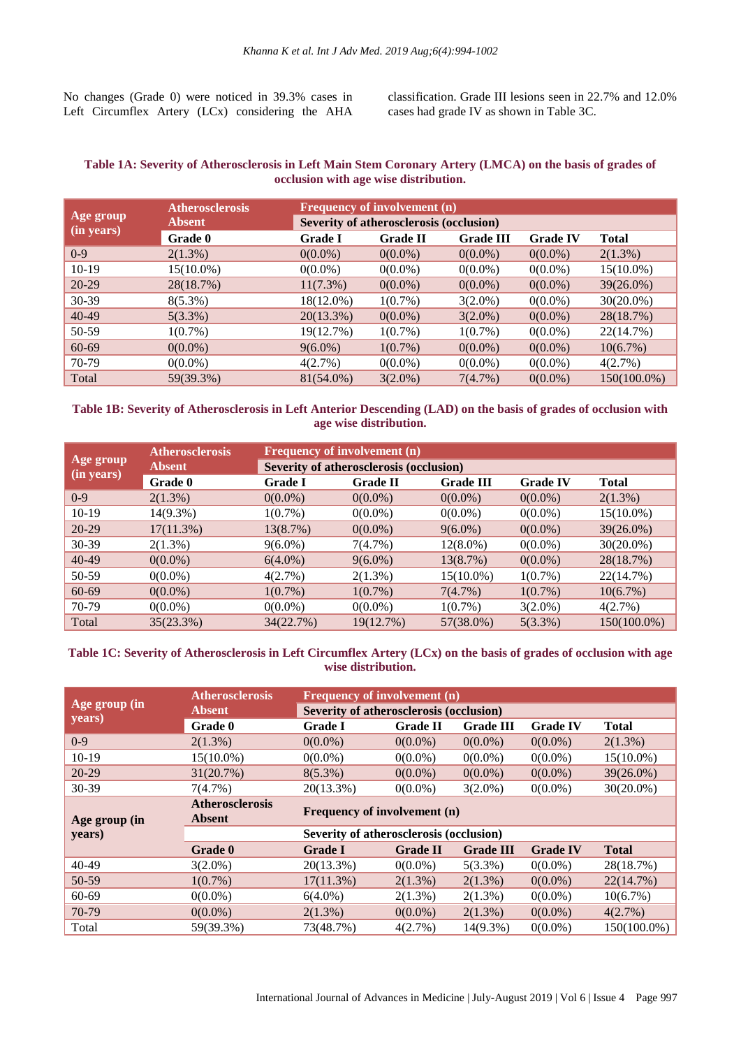No changes (Grade 0) were noticed in 39.3% cases in Left Circumflex Artery (LCx) considering the AHA classification. Grade III lesions seen in 22.7% and 12.0% cases had grade IV as shown in Table 3C.

**Table 1A: Severity of Atherosclerosis in Left Main Stem Coronary Artery (LMCA) on the basis of grades of occlusion with age wise distribution.**

| Age group (in years) | Atherosclerosis Absent | Frequency of involvement (n) | | | | |
|---|---|---|---|---|---|---|
| | | Severity of atherosclerosis (occlusion) | | | | |
| | Grade 0 | Grade I | Grade II | Grade III | Grade IV | Total |
| 0-9 | 2(1.3%) | 0(0.0%) | 0(0.0%) | 0(0.0%) | 0(0.0%) | 2(1.3%) |
| 10-19 | 15(10.0%) | 0(0.0%) | 0(0.0%) | 0(0.0%) | 0(0.0%) | 15(10.0%) |
| 20-29 | 28(18.7%) | 11(7.3%) | 0(0.0%) | 0(0.0%) | 0(0.0%) | 39(26.0%) |
| 30-39 | 8(5.3%) | 18(12.0%) | 1(0.7%) | 3(2.0%) | 0(0.0%) | 30(20.0%) |
| 40-49 | 5(3.3%) | 20(13.3%) | 0(0.0%) | 3(2.0%) | 0(0.0%) | 28(18.7%) |
| 50-59 | 1(0.7%) | 19(12.7%) | 1(0.7%) | 1(0.7%) | 0(0.0%) | 22(14.7%) |
| 60-69 | 0(0.0%) | 9(6.0%) | 1(0.7%) | 0(0.0%) | 0(0.0%) | 10(6.7%) |
| 70-79 | 0(0.0%) | 4(2.7%) | 0(0.0%) | 0(0.0%) | 0(0.0%) | 4(2.7%) |
| Total | 59(39.3%) | 81(54.0%) | 3(2.0%) | 7(4.7%) | 0(0.0%) | 150(100.0%) |

**Table 1B: Severity of Atherosclerosis in Left Anterior Descending (LAD) on the basis of grades of occlusion with age wise distribution.**

| Age group (in years) | Atherosclerosis Absent | Frequency of involvement (n) | | | | |
|---|---|---|---|---|---|---|
| | | Severity of atherosclerosis (occlusion) | | | | |
| | Grade 0 | Grade I | Grade II | Grade III | Grade IV | Total |
| 0-9 | 2(1.3%) | 0(0.0%) | 0(0.0%) | 0(0.0%) | 0(0.0%) | 2(1.3%) |
| 10-19 | 14(9.3%) | 1(0.7%) | 0(0.0%) | 0(0.0%) | 0(0.0%) | 15(10.0%) |
| 20-29 | 17(11.3%) | 13(8.7%) | 0(0.0%) | 9(6.0%) | 0(0.0%) | 39(26.0%) |
| 30-39 | 2(1.3%) | 9(6.0%) | 7(4.7%) | 12(8.0%) | 0(0.0%) | 30(20.0%) |
| 40-49 | 0(0.0%) | 6(4.0%) | 9(6.0%) | 13(8.7%) | 0(0.0%) | 28(18.7%) |
| 50-59 | 0(0.0%) | 4(2.7%) | 2(1.3%) | 15(10.0%) | 1(0.7%) | 22(14.7%) |
| 60-69 | 0(0.0%) | 1(0.7%) | 1(0.7%) | 7(4.7%) | 1(0.7%) | 10(6.7%) |
| 70-79 | 0(0.0%) | 0(0.0%) | 0(0.0%) | 1(0.7%) | 3(2.0%) | 4(2.7%) |
| Total | 35(23.3%) | 34(22.7%) | 19(12.7%) | 57(38.0%) | 5(3.3%) | 150(100.0%) |

**Table 1C: Severity of Atherosclerosis in Left Circumflex Artery (LCx) on the basis of grades of occlusion with age wise distribution.**

| Age group (in years) | Atherosclerosis Absent | Frequency of involvement (n) | | | | |
|---|---|---|---|---|---|---|
| | | Severity of atherosclerosis (occlusion) | | | | |
| | Grade 0 | Grade I | Grade II | Grade III | Grade IV | Total |
| 0-9 | 2(1.3%) | 0(0.0%) | 0(0.0%) | 0(0.0%) | 0(0.0%) | 2(1.3%) |
| 10-19 | 15(10.0%) | 0(0.0%) | 0(0.0%) | 0(0.0%) | 0(0.0%) | 15(10.0%) |
| 20-29 | 31(20.7%) | 8(5.3%) | 0(0.0%) | 0(0.0%) | 0(0.0%) | 39(26.0%) |
| 30-39 | 7(4.7%) | 20(13.3%) | 0(0.0%) | 3(2.0%) | 0(0.0%) | 30(20.0%) |
| 40-49 | 3(2.0%) | 20(13.3%) | 0(0.0%) | 5(3.3%) | 0(0.0%) | 28(18.7%) |
| 50-59 | 1(0.7%) | 17(11.3%) | 2(1.3%) | 2(1.3%) | 0(0.0%) | 22(14.7%) |
| 60-69 | 0(0.0%) | 6(4.0%) | 2(1.3%) | 2(1.3%) | 0(0.0%) | 10(6.7%) |
| 70-79 | 0(0.0%) | 2(1.3%) | 0(0.0%) | 2(1.3%) | 0(0.0%) | 4(2.7%) |
| Total | 59(39.3%) | 73(48.7%) | 4(2.7%) | 14(9.3%) | 0(0.0%) | 150(100.0%) |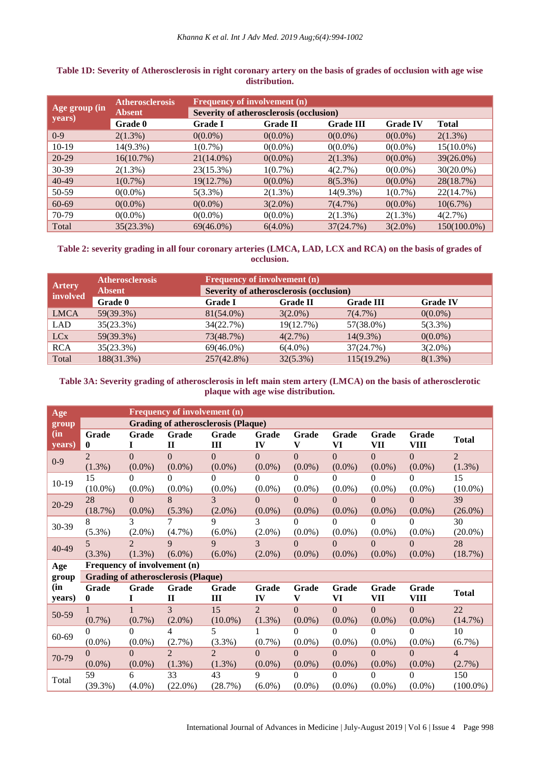**Table 1D: Severity of Atherosclerosis in right coronary artery on the basis of grades of occlusion with age wise distribution.**

| Age group (in years) | Atherosclerosis Absent | Frequency of involvement (n) | | | | |
|---|---|---|---|---|---|---|
| | | Severity of atherosclerosis (occlusion) | | | | |
| | Grade 0 | Grade I | Grade II | Grade III | Grade IV | Total |
| 0-9 | 2(1.3%) | 0(0.0%) | 0(0.0%) | 0(0.0%) | 0(0.0%) | 2(1.3%) |
| 10-19 | 14(9.3%) | 1(0.7%) | 0(0.0%) | 0(0.0%) | 0(0.0%) | 15(10.0%) |
| 20-29 | 16(10.7%) | 21(14.0%) | 0(0.0%) | 2(1.3%) | 0(0.0%) | 39(26.0%) |
| 30-39 | 2(1.3%) | 23(15.3%) | 1(0.7%) | 4(2.7%) | 0(0.0%) | 30(20.0%) |
| 40-49 | 1(0.7%) | 19(12.7%) | 0(0.0%) | 8(5.3%) | 0(0.0%) | 28(18.7%) |
| 50-59 | 0(0.0%) | 5(3.3%) | 2(1.3%) | 14(9.3%) | 1(0.7%) | 22(14.7%) |
| 60-69 | 0(0.0%) | 0(0.0%) | 3(2.0%) | 7(4.7%) | 0(0.0%) | 10(6.7%) |
| 70-79 | 0(0.0%) | 0(0.0%) | 0(0.0%) | 2(1.3%) | 2(1.3%) | 4(2.7%) |
| Total | 35(23.3%) | 69(46.0%) | 6(4.0%) | 37(24.7%) | 3(2.0%) | 150(100.0%) |

**Table 2: severity grading in all four coronary arteries (LMCA, LAD, LCX and RCA) on the basis of grades of occlusion.**

| Artery involved | Atherosclerosis Absent | Frequency of involvement (n) | | | |
|---|---|---|---|---|---|
| | | Severity of atherosclerosis (occlusion) | | | |
| | Grade 0 | Grade I | Grade II | Grade III | Grade IV |
| LMCA | 59(39.3%) | 81(54.0%) | 3(2.0%) | 7(4.7%) | 0(0.0%) |
| LAD | 35(23.3%) | 34(22.7%) | 19(12.7%) | 57(38.0%) | 5(3.3%) |
| LCx | 59(39.3%) | 73(48.7%) | 4(2.7%) | 14(9.3%) | 0(0.0%) |
| RCA | 35(23.3%) | 69(46.0%) | 6(4.0%) | 37(24.7%) | 3(2.0%) |
| Total | 188(31.3%) | 257(42.8%) | 32(5.3%) | 115(19.2%) | 8(1.3%) |

**Table 3A: Severity grading of atherosclerosis in left main stem artery (LMCA) on the basis of atherosclerotic plaque with age wise distribution.**

| Age group (in years) | Frequency of involvement (n) | | | | | | | | | |
|---|---|---|---|---|---|---|---|---|---|---|
| | Grading of atherosclerosis (Plaque) | | | | | | | | | |
| | Grade 0 | Grade I | Grade II | Grade III | Grade IV | Grade V | Grade VI | Grade VII | Grade VIII | Total |
| 0-9 | 2 (1.3%) | 0 (0.0%) | 0 (0.0%) | 0 (0.0%) | 0 (0.0%) | 0 (0.0%) | 0 (0.0%) | 0 (0.0%) | 0 (0.0%) | 2 (1.3%) |
| 10-19 | 15 (10.0%) | 0 (0.0%) | 0 (0.0%) | 0 (0.0%) | 0 (0.0%) | 0 (0.0%) | 0 (0.0%) | 0 (0.0%) | 0 (0.0%) | 15 (10.0%) |
| 20-29 | 28 (18.7%) | 0 (0.0%) | 8 (5.3%) | 3 (2.0%) | 0 (0.0%) | 0 (0.0%) | 0 (0.0%) | 0 (0.0%) | 0 (0.0%) | 39 (26.0%) |
| 30-39 | 8 (5.3%) | 3 (2.0%) | 7 (4.7%) | 9 (6.0%) | 3 (2.0%) | 0 (0.0%) | 0 (0.0%) | 0 (0.0%) | 0 (0.0%) | 30 (20.0%) |
| 40-49 | 5 (3.3%) | 2 (1.3%) | 9 (6.0%) | 9 (6.0%) | 3 (2.0%) | 0 (0.0%) | 0 (0.0%) | 0 (0.0%) | 0 (0.0%) | 28 (18.7%) |
| 50-59 | 1 (0.7%) | 1 (0.7%) | 3 (2.0%) | 15 (10.0%) | 2 (1.3%) | 0 (0.0%) | 0 (0.0%) | 0 (0.0%) | 0 (0.0%) | 22 (14.7%) |
| 60-69 | 0 (0.0%) | 0 (0.0%) | 4 (2.7%) | 5 (3.3%) | 1 (0.7%) | 0 (0.0%) | 0 (0.0%) | 0 (0.0%) | 0 (0.0%) | 10 (6.7%) |
| 70-79 | 0 (0.0%) | 0 (0.0%) | 2 (1.3%) | 2 (1.3%) | 0 (0.0%) | 0 (0.0%) | 0 (0.0%) | 0 (0.0%) | 0 (0.0%) | 4 (2.7%) |
| Total | 59 (39.3%) | 6 (4.0%) | 33 (22.0%) | 43 (28.7%) | 9 (6.0%) | 0 (0.0%) | 0 (0.0%) | 0 (0.0%) | 0 (0.0%) | 150 (100.0%) |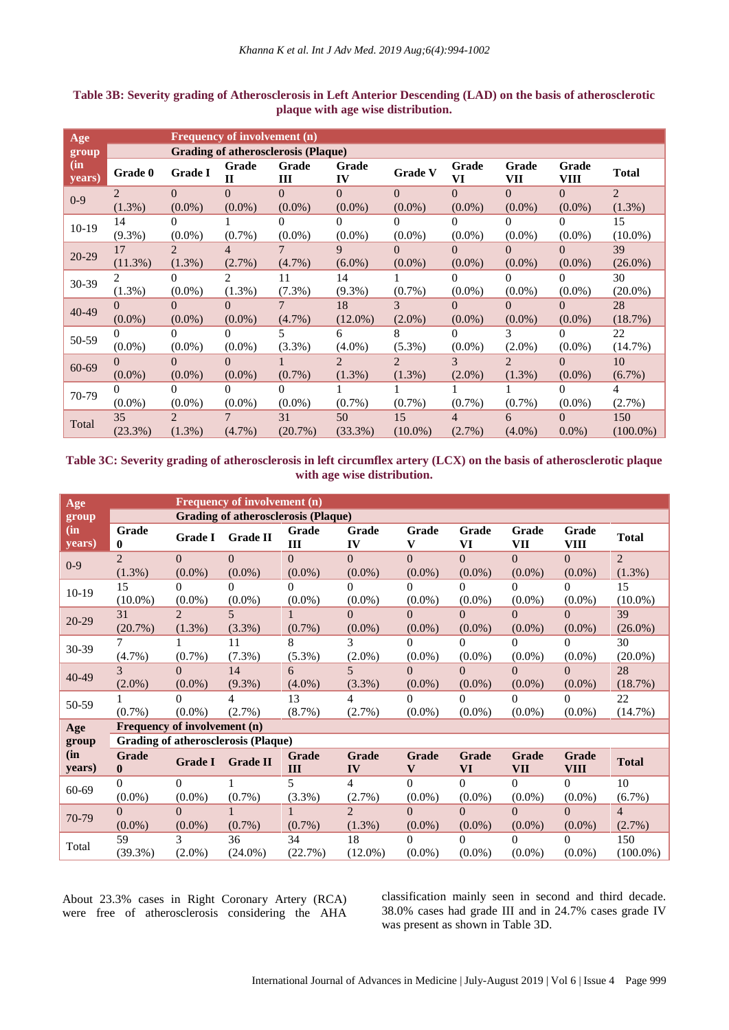**Table 3B: Severity grading of Atherosclerosis in Left Anterior Descending (LAD) on the basis of atherosclerotic plaque with age wise distribution.**

| Age group (in years) | Frequency of involvement (n) | | | | | | | | | |
|---|---|---|---|---|---|---|---|---|---|---|
| | Grading of atherosclerosis (Plaque) | | | | | | | | | |
| | Grade 0 | Grade I | Grade II | Grade III | Grade IV | Grade V | Grade VI | Grade VII | Grade VIII | Total |
| 0-9 | 2 (1.3%) | 0 (0.0%) | 0 (0.0%) | 0 (0.0%) | 0 (0.0%) | 0 (0.0%) | 0 (0.0%) | 0 (0.0%) | 0 (0.0%) | 2 (1.3%) |
| 10-19 | 14 (9.3%) | 0 (0.0%) | 1 (0.7%) | 0 (0.0%) | 0 (0.0%) | 0 (0.0%) | 0 (0.0%) | 0 (0.0%) | 0 (0.0%) | 15 (10.0%) |
| 20-29 | 17 (11.3%) | 2 (1.3%) | 4 (2.7%) | 7 (4.7%) | 9 (6.0%) | 0 (0.0%) | 0 (0.0%) | 0 (0.0%) | 0 (0.0%) | 39 (26.0%) |
| 30-39 | 2 (1.3%) | 0 (0.0%) | 2 (1.3%) | 11 (7.3%) | 14 (9.3%) | 1 (0.7%) | 0 (0.0%) | 0 (0.0%) | 0 (0.0%) | 30 (20.0%) |
| 40-49 | 0 (0.0%) | 0 (0.0%) | 0 (0.0%) | 7 (4.7%) | 18 (12.0%) | 3 (2.0%) | 0 (0.0%) | 0 (0.0%) | 0 (0.0%) | 28 (18.7%) |
| 50-59 | 0 (0.0%) | 0 (0.0%) | 0 (0.0%) | 5 (3.3%) | 6 (4.0%) | 8 (5.3%) | 0 (0.0%) | 3 (2.0%) | 0 (0.0%) | 22 (14.7%) |
| 60-69 | 0 (0.0%) | 0 (0.0%) | 0 (0.0%) | 1 (0.7%) | 2 (1.3%) | 2 (1.3%) | 3 (2.0%) | 2 (1.3%) | 0 (0.0%) | 10 (6.7%) |
| 70-79 | 0 (0.0%) | 0 (0.0%) | 0 (0.0%) | 0 (0.0%) | 1 (0.7%) | 1 (0.7%) | 1 (0.7%) | 1 (0.7%) | 0 (0.0%) | 4 (2.7%) |
| Total | 35 (23.3%) | 2 (1.3%) | 7 (4.7%) | 31 (20.7%) | 50 (33.3%) | 15 (10.0%) | 4 (2.7%) | 6 (4.0%) | 0 0.0%) | 150 (100.0%) |

**Table 3C: Severity grading of atherosclerosis in left circumflex artery (LCX) on the basis of atherosclerotic plaque with age wise distribution.**

| Age group (in years) | Frequency of involvement (n) | | | | | | | | | |
|---|---|---|---|---|---|---|---|---|---|---|
| | Grading of atherosclerosis (Plaque) | | | | | | | | | |
| | Grade 0 | Grade I | Grade II | Grade III | Grade IV | Grade V | Grade VI | Grade VII | Grade VIII | Total |
| 0-9 | 2 (1.3%) | 0 (0.0%) | 0 (0.0%) | 0 (0.0%) | 0 (0.0%) | 0 (0.0%) | 0 (0.0%) | 0 (0.0%) | 0 (0.0%) | 2 (1.3%) |
| 10-19 | 15 (10.0%) | 0 (0.0%) | 0 (0.0%) | 0 (0.0%) | 0 (0.0%) | 0 (0.0%) | 0 (0.0%) | 0 (0.0%) | 0 (0.0%) | 15 (10.0%) |
| 20-29 | 31 (20.7%) | 2 (1.3%) | 5 (3.3%) | 1 (0.7%) | 0 (0.0%) | 0 (0.0%) | 0 (0.0%) | 0 (0.0%) | 0 (0.0%) | 39 (26.0%) |
| 30-39 | 7 (4.7%) | 1 (0.7%) | 11 (7.3%) | 8 (5.3%) | 3 (2.0%) | 0 (0.0%) | 0 (0.0%) | 0 (0.0%) | 0 (0.0%) | 30 (20.0%) |
| 40-49 | 3 (2.0%) | 0 (0.0%) | 14 (9.3%) | 6 (4.0%) | 5 (3.3%) | 0 (0.0%) | 0 (0.0%) | 0 (0.0%) | 0 (0.0%) | 28 (18.7%) |
| 50-59 | 1 (0.7%) | 0 (0.0%) | 4 (2.7%) | 13 (8.7%) | 4 (2.7%) | 0 (0.0%) | 0 (0.0%) | 0 (0.0%) | 0 (0.0%) | 22 (14.7%) |
| 60-69 | 0 (0.0%) | 0 (0.0%) | 1 (0.7%) | 5 (3.3%) | 4 (2.7%) | 0 (0.0%) | 0 (0.0%) | 0 (0.0%) | 0 (0.0%) | 10 (6.7%) |
| 70-79 | 0 (0.0%) | 0 (0.0%) | 1 (0.7%) | 1 (0.7%) | 2 (1.3%) | 0 (0.0%) | 0 (0.0%) | 0 (0.0%) | 0 (0.0%) | 4 (2.7%) |
| Total | 59 (39.3%) | 3 (2.0%) | 36 (24.0%) | 34 (22.7%) | 18 (12.0%) | 0 (0.0%) | 0 (0.0%) | 0 (0.0%) | 0 (0.0%) | 150 (100.0%) |

About 23.3% cases in Right Coronary Artery (RCA) were free of atherosclerosis considering the AHA classification mainly seen in second and third decade. 38.0% cases had grade III and in 24.7% cases grade IV was present as shown in Table 3D.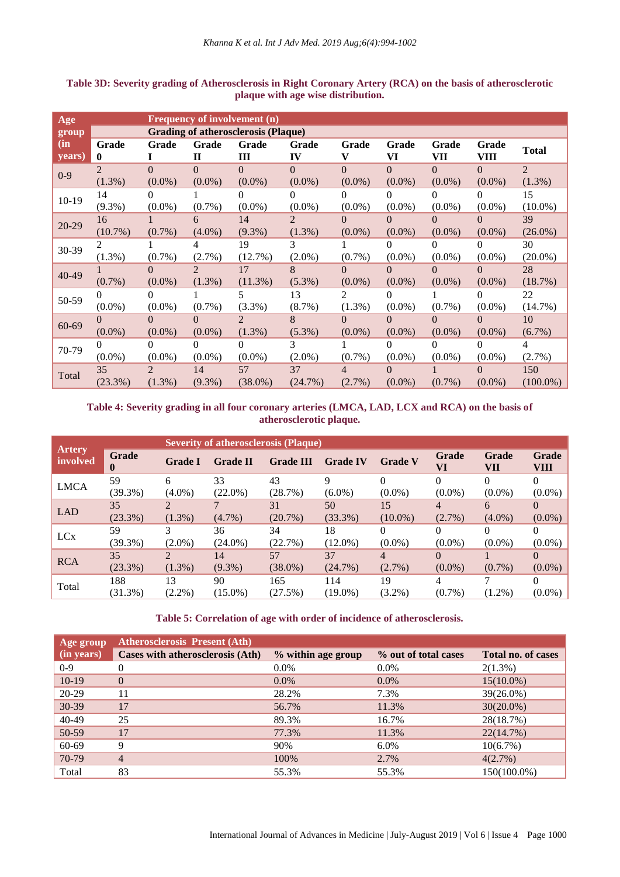**Table 3D: Severity grading of Atherosclerosis in Right Coronary Artery (RCA) on the basis of atherosclerotic plaque with age wise distribution.**

| Age group (in years) | Frequency of involvement (n) | | | | | | | | | |
|---|---|---|---|---|---|---|---|---|---|---|
| | Grading of atherosclerosis (Plaque) | | | | | | | | | |
| | Grade 0 | Grade I | Grade II | Grade III | Grade IV | Grade V | Grade VI | Grade VII | Grade VIII | Total |
| 0-9 | 2 (1.3%) | 0 (0.0%) | 0 (0.0%) | 0 (0.0%) | 0 (0.0%) | 0 (0.0%) | 0 (0.0%) | 0 (0.0%) | 0 (0.0%) | 2 (1.3%) |
| 10-19 | 14 (9.3%) | 0 (0.0%) | 1 (0.7%) | 0 (0.0%) | 0 (0.0%) | 0 (0.0%) | 0 (0.0%) | 0 (0.0%) | 0 (0.0%) | 15 (10.0%) |
| 20-29 | 16 (10.7%) | 1 (0.7%) | 6 (4.0%) | 14 (9.3%) | 2 (1.3%) | 0 (0.0%) | 0 (0.0%) | 0 (0.0%) | 0 (0.0%) | 39 (26.0%) |
| 30-39 | 2 (1.3%) | 1 (0.7%) | 4 (2.7%) | 19 (12.7%) | 3 (2.0%) | 1 (0.7%) | 0 (0.0%) | 0 (0.0%) | 0 (0.0%) | 30 (20.0%) |
| 40-49 | 1 (0.7%) | 0 (0.0%) | 2 (1.3%) | 17 (11.3%) | 8 (5.3%) | 0 (0.0%) | 0 (0.0%) | 0 (0.0%) | 0 (0.0%) | 28 (18.7%) |
| 50-59 | 0 (0.0%) | 0 (0.0%) | 1 (0.7%) | 5 (3.3%) | 13 (8.7%) | 2 (1.3%) | 0 (0.0%) | 1 (0.7%) | 0 (0.0%) | 22 (14.7%) |
| 60-69 | 0 (0.0%) | 0 (0.0%) | 0 (0.0%) | 2 (1.3%) | 8 (5.3%) | 0 (0.0%) | 0 (0.0%) | 0 (0.0%) | 0 (0.0%) | 10 (6.7%) |
| 70-79 | 0 (0.0%) | 0 (0.0%) | 0 (0.0%) | 0 (0.0%) | 3 (2.0%) | 1 (0.7%) | 0 (0.0%) | 0 (0.0%) | 0 (0.0%) | 4 (2.7%) |
| Total | 35 (23.3%) | 2 (1.3%) | 14 (9.3%) | 57 (38.0%) | 37 (24.7%) | 4 (2.7%) | 0 (0.0%) | 1 (0.7%) | 0 (0.0%) | 150 (100.0%) |

**Table 4: Severity grading in all four coronary arteries (LMCA, LAD, LCX and RCA) on the basis of atherosclerotic plaque.**

| Artery involved | Severity of atherosclerosis (Plaque) | | | | | | | | |
|---|---|---|---|---|---|---|---|---|---|
| | Grade 0 | Grade I | Grade II | Grade III | Grade IV | Grade V | Grade VI | Grade VII | Grade VIII |
| LMCA | 59 (39.3%) | 6 (4.0%) | 33 (22.0%) | 43 (28.7%) | 9 (6.0%) | 0 (0.0%) | 0 (0.0%) | 0 (0.0%) | 0 (0.0%) |
| LAD | 35 (23.3%) | 2 (1.3%) | 7 (4.7%) | 31 (20.7%) | 50 (33.3%) | 15 (10.0%) | 4 (2.7%) | 6 (4.0%) | 0 (0.0%) |
| LCx | 59 (39.3%) | 3 (2.0%) | 36 (24.0%) | 34 (22.7%) | 18 (12.0%) | 0 (0.0%) | 0 (0.0%) | 0 (0.0%) | 0 (0.0%) |
| RCA | 35 (23.3%) | 2 (1.3%) | 14 (9.3%) | 57 (38.0%) | 37 (24.7%) | 4 (2.7%) | 0 (0.0%) | 1 (0.7%) | 0 (0.0%) |
| Total | 188 (31.3%) | 13 (2.2%) | 90 (15.0%) | 165 (27.5%) | 114 (19.0%) | 19 (3.2%) | 4 (0.7%) | 7 (1.2%) | 0 (0.0%) |

**Table 5: Correlation of age with order of incidence of atherosclerosis.**

| Age group (in years) | Atherosclerosis Present (Ath) | | | |
|---|---|---|---|---|
| | Cases with atherosclerosis (Ath) | % within age group | % out of total cases | Total no. of cases |
| 0-9 | 0 | 0.0% | 0.0% | 2(1.3%) |
| 10-19 | 0 | 0.0% | 0.0% | 15(10.0%) |
| 20-29 | 11 | 28.2% | 7.3% | 39(26.0%) |
| 30-39 | 17 | 56.7% | 11.3% | 30(20.0%) |
| 40-49 | 25 | 89.3% | 16.7% | 28(18.7%) |
| 50-59 | 17 | 77.3% | 11.3% | 22(14.7%) |
| 60-69 | 9 | 90% | 6.0% | 10(6.7%) |
| 70-79 | 4 | 100% | 2.7% | 4(2.7%) |
| Total | 83 | 55.3% | 55.3% | 150(100.0%) |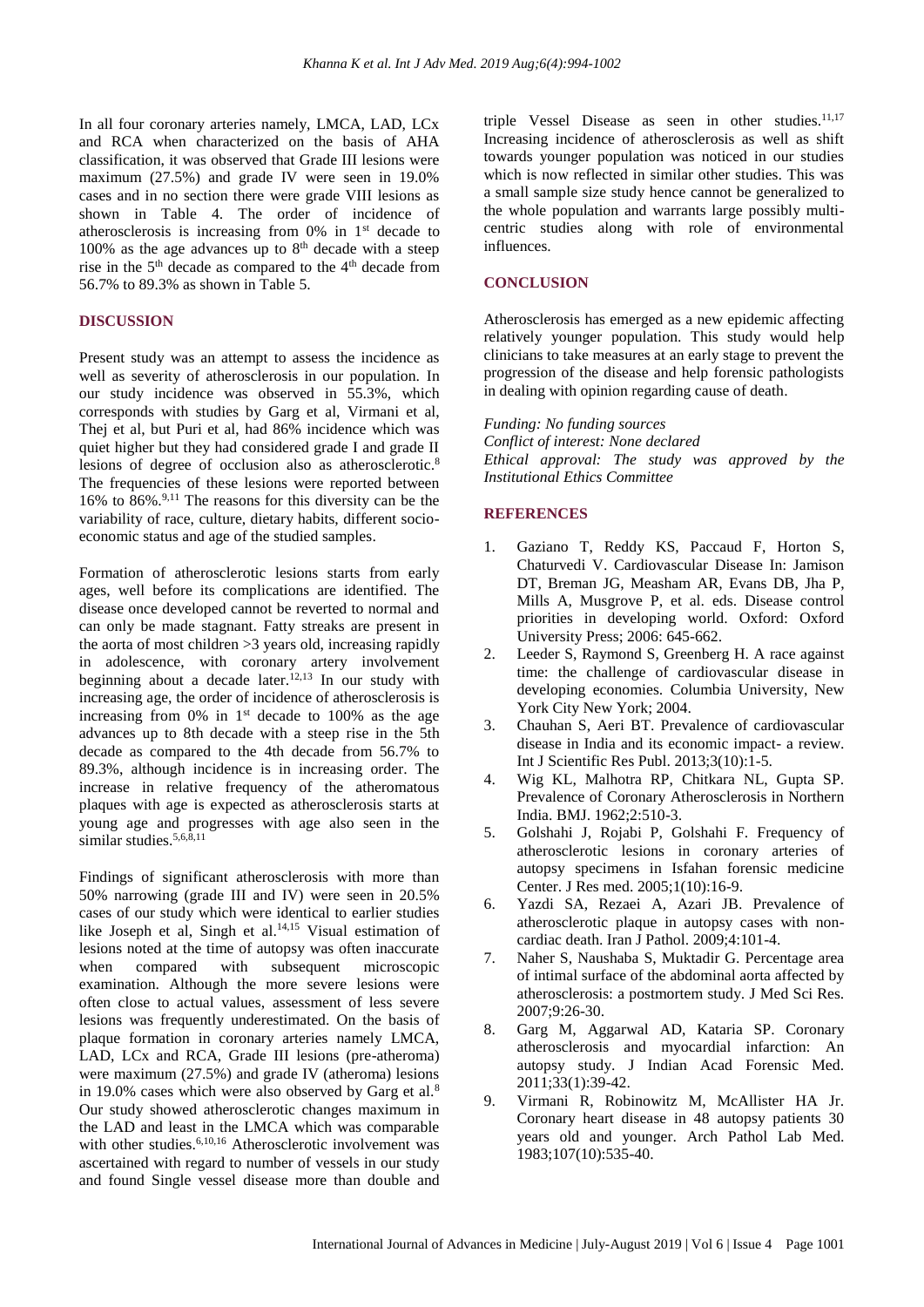In all four coronary arteries namely, LMCA, LAD, LCx and RCA when characterized on the basis of AHA classification, it was observed that Grade III lesions were maximum (27.5%) and grade IV were seen in 19.0% cases and in no section there were grade VIII lesions as shown in Table 4. The order of incidence of atherosclerosis is increasing from 0% in 1st decade to 100% as the age advances up to 8th decade with a steep rise in the 5th decade as compared to the 4th decade from 56.7% to 89.3% as shown in Table 5.

## DISCUSSION

Present study was an attempt to assess the incidence as well as severity of atherosclerosis in our population. In our study incidence was observed in 55.3%, which corresponds with studies by Garg et al, Virmani et al, Thej et al, but Puri et al, had 86% incidence which was quiet higher but they had considered grade I and grade II lesions of degree of occlusion also as atherosclerotic.[8] The frequencies of these lesions were reported between 16% to 86%.[9,11] The reasons for this diversity can be the variability of race, culture, dietary habits, different socio-economic status and age of the studied samples.

Formation of atherosclerotic lesions starts from early ages, well before its complications are identified. The disease once developed cannot be reverted to normal and can only be made stagnant. Fatty streaks are present in the aorta of most children >3 years old, increasing rapidly in adolescence, with coronary artery involvement beginning about a decade later.[12,13] In our study with increasing age, the order of incidence of atherosclerosis is increasing from 0% in 1st decade to 100% as the age advances up to 8th decade with a steep rise in the 5th decade as compared to the 4th decade from 56.7% to 89.3%, although incidence is in increasing order. The increase in relative frequency of the atheromatous plaques with age is expected as atherosclerosis starts at young age and progresses with age also seen in the similar studies.[5,6,8,11]

Findings of significant atherosclerosis with more than 50% narrowing (grade III and IV) were seen in 20.5% cases of our study which were identical to earlier studies like Joseph et al, Singh et al.[14,15] Visual estimation of lesions noted at the time of autopsy was often inaccurate when compared with subsequent microscopic examination. Although the more severe lesions were often close to actual values, assessment of less severe lesions was frequently underestimated. On the basis of plaque formation in coronary arteries namely LMCA, LAD, LCx and RCA, Grade III lesions (pre-atheroma) were maximum (27.5%) and grade IV (atheroma) lesions in 19.0% cases which were also observed by Garg et al.[8] Our study showed atherosclerotic changes maximum in the LAD and least in the LMCA which was comparable with other studies.[6,10,16] Atherosclerotic involvement was ascertained with regard to number of vessels in our study and found Single vessel disease more than double and triple Vessel Disease as seen in other studies.[11,17] Increasing incidence of atherosclerosis as well as shift towards younger population was noticed in our studies which is now reflected in similar other studies. This was a small sample size study hence cannot be generalized to the whole population and warrants large possibly multi-centric studies along with role of environmental influences.

## CONCLUSION

Atherosclerosis has emerged as a new epidemic affecting relatively younger population. This study would help clinicians to take measures at an early stage to prevent the progression of the disease and help forensic pathologists in dealing with opinion regarding cause of death.

*Funding: No funding sources*
*Conflict of interest: None declared*
*Ethical approval: The study was approved by the Institutional Ethics Committee*

## REFERENCES

1. Gaziano T, Reddy KS, Paccaud F, Horton S, Chaturvedi V. Cardiovascular Disease In: Jamison DT, Breman JG, Measham AR, Evans DB, Jha P, Mills A, Musgrove P, et al. eds. Disease control priorities in developing world. Oxford: Oxford University Press; 2006: 645-662.
2. Leeder S, Raymond S, Greenberg H. A race against time: the challenge of cardiovascular disease in developing economies. Columbia University, New York City New York; 2004.
3. Chauhan S, Aeri BT. Prevalence of cardiovascular disease in India and its economic impact- a review. Int J Scientific Res Publ. 2013;3(10):1-5.
4. Wig KL, Malhotra RP, Chitkara NL, Gupta SP. Prevalence of Coronary Atherosclerosis in Northern India. BMJ. 1962;2:510-3.
5. Golshahi J, Rojabi P, Golshahi F. Frequency of atherosclerotic lesions in coronary arteries of autopsy specimens in Isfahan forensic medicine Center. J Res med. 2005;1(10):16-9.
6. Yazdi SA, Rezaei A, Azari JB. Prevalence of atherosclerotic plaque in autopsy cases with non-cardiac death. Iran J Pathol. 2009;4:101-4.
7. Naher S, Naushaba S, Muktadir G. Percentage area of intimal surface of the abdominal aorta affected by atherosclerosis: a postmortem study. J Med Sci Res. 2007;9:26-30.
8. Garg M, Aggarwal AD, Kataria SP. Coronary atherosclerosis and myocardial infarction: An autopsy study. J Indian Acad Forensic Med. 2011;33(1):39-42.
9. Virmani R, Robinowitz M, McAllister HA Jr. Coronary heart disease in 48 autopsy patients 30 years old and younger. Arch Pathol Lab Med. 1983;107(10):535-40.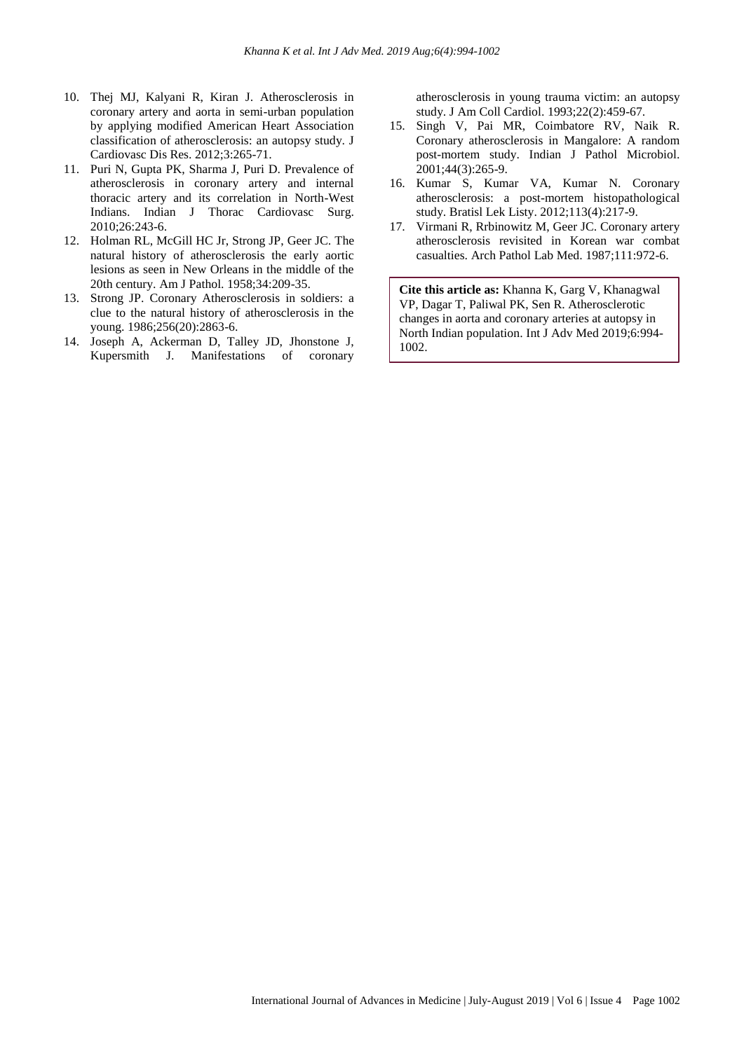10. Thej MJ, Kalyani R, Kiran J. Atherosclerosis in coronary artery and aorta in semi-urban population by applying modified American Heart Association classification of atherosclerosis: an autopsy study. J Cardiovasc Dis Res. 2012;3:265-71.
11. Puri N, Gupta PK, Sharma J, Puri D. Prevalence of atherosclerosis in coronary artery and internal thoracic artery and its correlation in North-West Indians. Indian J Thorac Cardiovasc Surg. 2010;26:243-6.
12. Holman RL, McGill HC Jr, Strong JP, Geer JC. The natural history of atherosclerosis the early aortic lesions as seen in New Orleans in the middle of the 20th century. Am J Pathol. 1958;34:209-35.
13. Strong JP. Coronary Atherosclerosis in soldiers: a clue to the natural history of atherosclerosis in the young. 1986;256(20):2863-6.
14. Joseph A, Ackerman D, Talley JD, Jhonstone J, Kupersmith J. Manifestations of coronary atherosclerosis in young trauma victim: an autopsy study. J Am Coll Cardiol. 1993;22(2):459-67.
15. Singh V, Pai MR, Coimbatore RV, Naik R. Coronary atherosclerosis in Mangalore: A random post-mortem study. Indian J Pathol Microbiol. 2001;44(3):265-9.
16. Kumar S, Kumar VA, Kumar N. Coronary atherosclerosis: a post-mortem histopathological study. Bratisl Lek Listy. 2012;113(4):217-9.
17. Virmani R, Rrbinowitz M, Geer JC. Coronary artery atherosclerosis revisited in Korean war combat casualties. Arch Pathol Lab Med. 1987;111:972-6.

**Cite this article as:** Khanna K, Garg V, Khanagwal VP, Dagar T, Paliwal PK, Sen R. Atherosclerotic changes in aorta and coronary arteries at autopsy in North Indian population. Int J Adv Med 2019;6:994-1002.